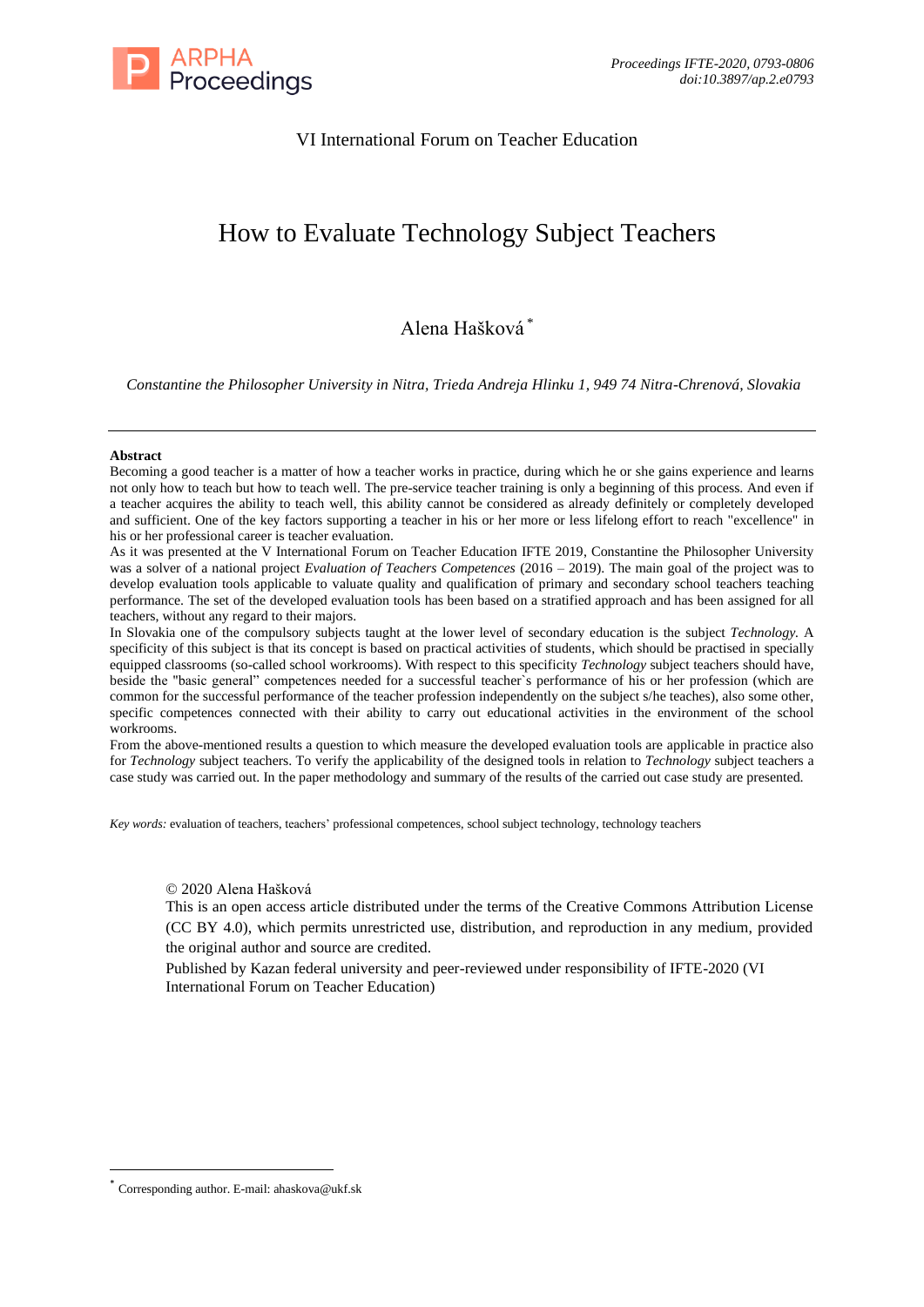VI International Forum on Teacher Education

# How to Evaluate Technology Subject Teachers

Alena Hašková [*]

*Constantine the Philosopher University in Nitra, Trieda Andreja Hlinku 1, 949 74 Nitra-Chrenová, Slovakia*

---

**Abstract**

Becoming a good teacher is a matter of how a teacher works in practice, during which he or she gains experience and learns not only how to teach but how to teach well. The pre-service teacher training is only a beginning of this process. And even if a teacher acquires the ability to teach well, this ability cannot be considered as already definitely or completely developed and sufficient. One of the key factors supporting a teacher in his or her more or less lifelong effort to reach "excellence" in his or her professional career is teacher evaluation.

As it was presented at the V International Forum on Teacher Education IFTE 2019, Constantine the Philosopher University was a solver of a national project *Evaluation of Teachers Competences* (2016 – 2019). The main goal of the project was to develop evaluation tools applicable to valuate quality and qualification of primary and secondary school teachers teaching performance. The set of the developed evaluation tools has been based on a stratified approach and has been assigned for all teachers, without any regard to their majors.

In Slovakia one of the compulsory subjects taught at the lower level of secondary education is the subject *Technology.* A specificity of this subject is that its concept is based on practical activities of students, which should be practised in specially equipped classrooms (so-called school workrooms). With respect to this specificity *Technology* subject teachers should have, beside the "basic general" competences needed for a successful teacher`s performance of his or her profession (which are common for the successful performance of the teacher profession independently on the subject s/he teaches), also some other, specific competences connected with their ability to carry out educational activities in the environment of the school workrooms.

From the above-mentioned results a question to which measure the developed evaluation tools are applicable in practice also for *Technology* subject teachers. To verify the applicability of the designed tools in relation to *Technology* subject teachers a case study was carried out. In the paper methodology and summary of the results of the carried out case study are presented.

*Key words:* evaluation of teachers, teachers' professional competences, school subject technology, technology teachers

© 2020 Alena Hašková

This is an open access article distributed under the terms of the Creative Commons Attribution License (CC BY 4.0), which permits unrestricted use, distribution, and reproduction in any medium, provided the original author and source are credited.

Published by Kazan federal university and peer-reviewed under responsibility of IFTE-2020 (VI International Forum on Teacher Education)

---

[*] Corresponding author. E-mail: ahaskova@ukf.sk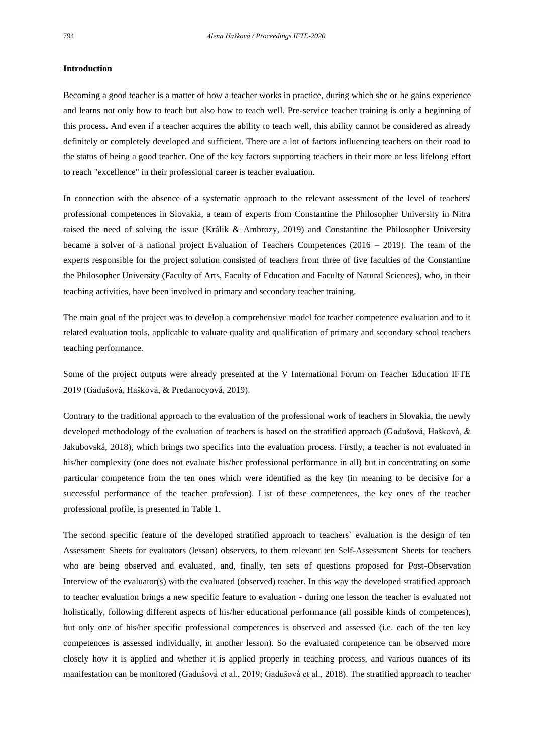## Introduction

Becoming a good teacher is a matter of how a teacher works in practice, during which she or he gains experience and learns not only how to teach but also how to teach well. Pre-service teacher training is only a beginning of this process. And even if a teacher acquires the ability to teach well, this ability cannot be considered as already definitely or completely developed and sufficient. There are a lot of factors influencing teachers on their road to the status of being a good teacher. One of the key factors supporting teachers in their more or less lifelong effort to reach "excellence" in their professional career is teacher evaluation.

In connection with the absence of a systematic approach to the relevant assessment of the level of teachers' professional competences in Slovakia, a team of experts from Constantine the Philosopher University in Nitra raised the need of solving the issue (Králik & Ambrozy, 2019) and Constantine the Philosopher University became a solver of a national project Evaluation of Teachers Competences (2016 – 2019). The team of the experts responsible for the project solution consisted of teachers from three of five faculties of the Constantine the Philosopher University (Faculty of Arts, Faculty of Education and Faculty of Natural Sciences), who, in their teaching activities, have been involved in primary and secondary teacher training.

The main goal of the project was to develop a comprehensive model for teacher competence evaluation and to it related evaluation tools, applicable to valuate quality and qualification of primary and secondary school teachers teaching performance.

Some of the project outputs were already presented at the V International Forum on Teacher Education IFTE 2019 (Gadušová, Hašková, & Predanocyová, 2019).

Contrary to the traditional approach to the evaluation of the professional work of teachers in Slovakia, the newly developed methodology of the evaluation of teachers is based on the stratified approach (Gadušová, Hašková, & Jakubovská, 2018), which brings two specifics into the evaluation process. Firstly, a teacher is not evaluated in his/her complexity (one does not evaluate his/her professional performance in all) but in concentrating on some particular competence from the ten ones which were identified as the key (in meaning to be decisive for a successful performance of the teacher profession). List of these competences, the key ones of the teacher professional profile, is presented in Table 1.

The second specific feature of the developed stratified approach to teachers` evaluation is the design of ten Assessment Sheets for evaluators (lesson) observers, to them relevant ten Self-Assessment Sheets for teachers who are being observed and evaluated, and, finally, ten sets of questions proposed for Post-Observation Interview of the evaluator(s) with the evaluated (observed) teacher. In this way the developed stratified approach to teacher evaluation brings a new specific feature to evaluation - during one lesson the teacher is evaluated not holistically, following different aspects of his/her educational performance (all possible kinds of competences), but only one of his/her specific professional competences is observed and assessed (i.e. each of the ten key competences is assessed individually, in another lesson). So the evaluated competence can be observed more closely how it is applied and whether it is applied properly in teaching process, and various nuances of its manifestation can be monitored (Gadušová et al., 2019; Gadušová et al., 2018). The stratified approach to teacher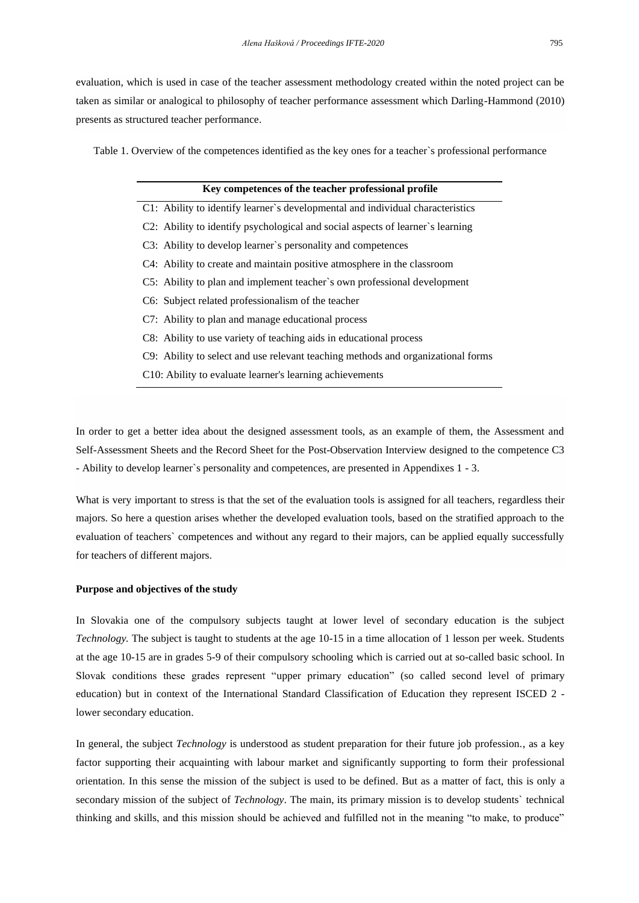evaluation, which is used in case of the teacher assessment methodology created within the noted project can be taken as similar or analogical to philosophy of teacher performance assessment which Darling-Hammond (2010) presents as structured teacher performance.

Table 1. Overview of the competences identified as the key ones for a teacher`s professional performance

| Key competences of the teacher professional profile |
|---|
| C1: Ability to identify learner`s developmental and individual characteristics |
| C2: Ability to identify psychological and social aspects of learner`s learning |
| C3: Ability to develop learner`s personality and competences |
| C4: Ability to create and maintain positive atmosphere in the classroom |
| C5: Ability to plan and implement teacher`s own professional development |
| C6: Subject related professionalism of the teacher |
| C7: Ability to plan and manage educational process |
| C8: Ability to use variety of teaching aids in educational process |
| C9: Ability to select and use relevant teaching methods and organizational forms |
| C10: Ability to evaluate learner's learning achievements |

In order to get a better idea about the designed assessment tools, as an example of them, the Assessment and Self-Assessment Sheets and the Record Sheet for the Post-Observation Interview designed to the competence C3 - Ability to develop learner`s personality and competences, are presented in Appendixes 1 - 3.

What is very important to stress is that the set of the evaluation tools is assigned for all teachers, regardless their majors. So here a question arises whether the developed evaluation tools, based on the stratified approach to the evaluation of teachers` competences and without any regard to their majors, can be applied equally successfully for teachers of different majors.

**Purpose and objectives of the study**

In Slovakia one of the compulsory subjects taught at lower level of secondary education is the subject *Technology.* The subject is taught to students at the age 10-15 in a time allocation of 1 lesson per week. Students at the age 10-15 are in grades 5-9 of their compulsory schooling which is carried out at so-called basic school. In Slovak conditions these grades represent "upper primary education" (so called second level of primary education) but in context of the International Standard Classification of Education they represent ISCED 2 - lower secondary education.

In general, the subject *Technology* is understood as student preparation for their future job profession., as a key factor supporting their acquainting with labour market and significantly supporting to form their professional orientation. In this sense the mission of the subject is used to be defined. But as a matter of fact, this is only a secondary mission of the subject of *Technology*. The main, its primary mission is to develop students` technical thinking and skills, and this mission should be achieved and fulfilled not in the meaning "to make, to produce"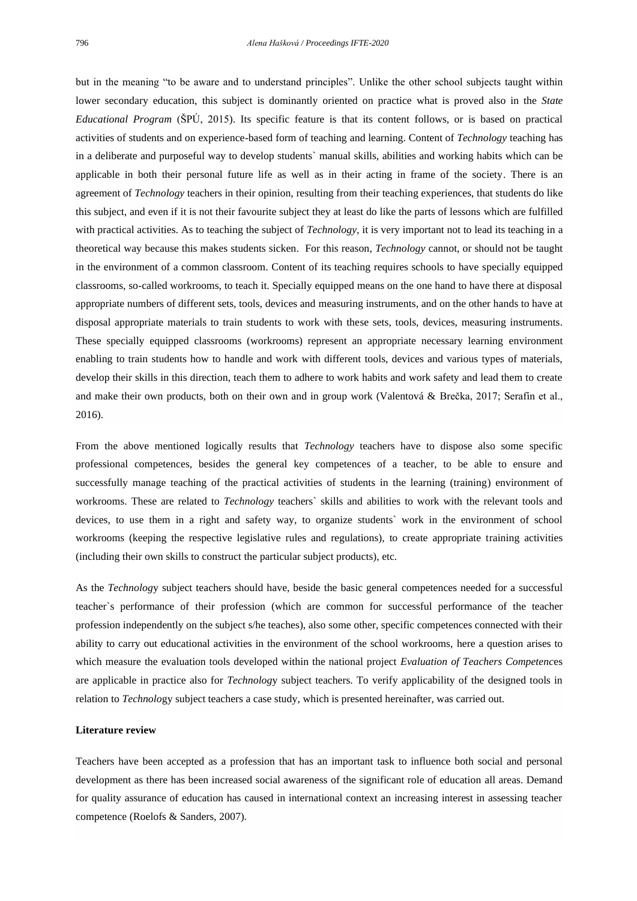but in the meaning "to be aware and to understand principles". Unlike the other school subjects taught within lower secondary education, this subject is dominantly oriented on practice what is proved also in the *State Educational Program* (ŠPÚ, 2015). Its specific feature is that its content follows, or is based on practical activities of students and on experience-based form of teaching and learning. Content of *Technology* teaching has in a deliberate and purposeful way to develop students` manual skills, abilities and working habits which can be applicable in both their personal future life as well as in their acting in frame of the society. There is an agreement of *Technology* teachers in their opinion, resulting from their teaching experiences, that students do like this subject, and even if it is not their favourite subject they at least do like the parts of lessons which are fulfilled with practical activities. As to teaching the subject of *Technology*, it is very important not to lead its teaching in a theoretical way because this makes students sicken. For this reason, *Technology* cannot, or should not be taught in the environment of a common classroom. Content of its teaching requires schools to have specially equipped classrooms, so-called workrooms, to teach it. Specially equipped means on the one hand to have there at disposal appropriate numbers of different sets, tools, devices and measuring instruments, and on the other hands to have at disposal appropriate materials to train students to work with these sets, tools, devices, measuring instruments. These specially equipped classrooms (workrooms) represent an appropriate necessary learning environment enabling to train students how to handle and work with different tools, devices and various types of materials, develop their skills in this direction, teach them to adhere to work habits and work safety and lead them to create and make their own products, both on their own and in group work (Valentová & Brečka, 2017; Serafín et al., 2016).

From the above mentioned logically results that *Technology* teachers have to dispose also some specific professional competences, besides the general key competences of a teacher, to be able to ensure and successfully manage teaching of the practical activities of students in the learning (training) environment of workrooms. These are related to *Technology* teachers` skills and abilities to work with the relevant tools and devices, to use them in a right and safety way, to organize students` work in the environment of school workrooms (keeping the respective legislative rules and regulations), to create appropriate training activities (including their own skills to construct the particular subject products), etc.

As the *Technology* subject teachers should have, beside the basic general competences needed for a successful teacher`s performance of their profession (which are common for successful performance of the teacher profession independently on the subject s/he teaches), also some other, specific competences connected with their ability to carry out educational activities in the environment of the school workrooms, here a question arises to which measure the evaluation tools developed within the national project *Evaluation of Teachers Competences* are applicable in practice also for *Technology* subject teachers. To verify applicability of the designed tools in relation to *Technology* subject teachers a case study, which is presented hereinafter, was carried out.

**Literature review**

Teachers have been accepted as a profession that has an important task to influence both social and personal development as there has been increased social awareness of the significant role of education all areas. Demand for quality assurance of education has caused in international context an increasing interest in assessing teacher competence (Roelofs & Sanders, 2007).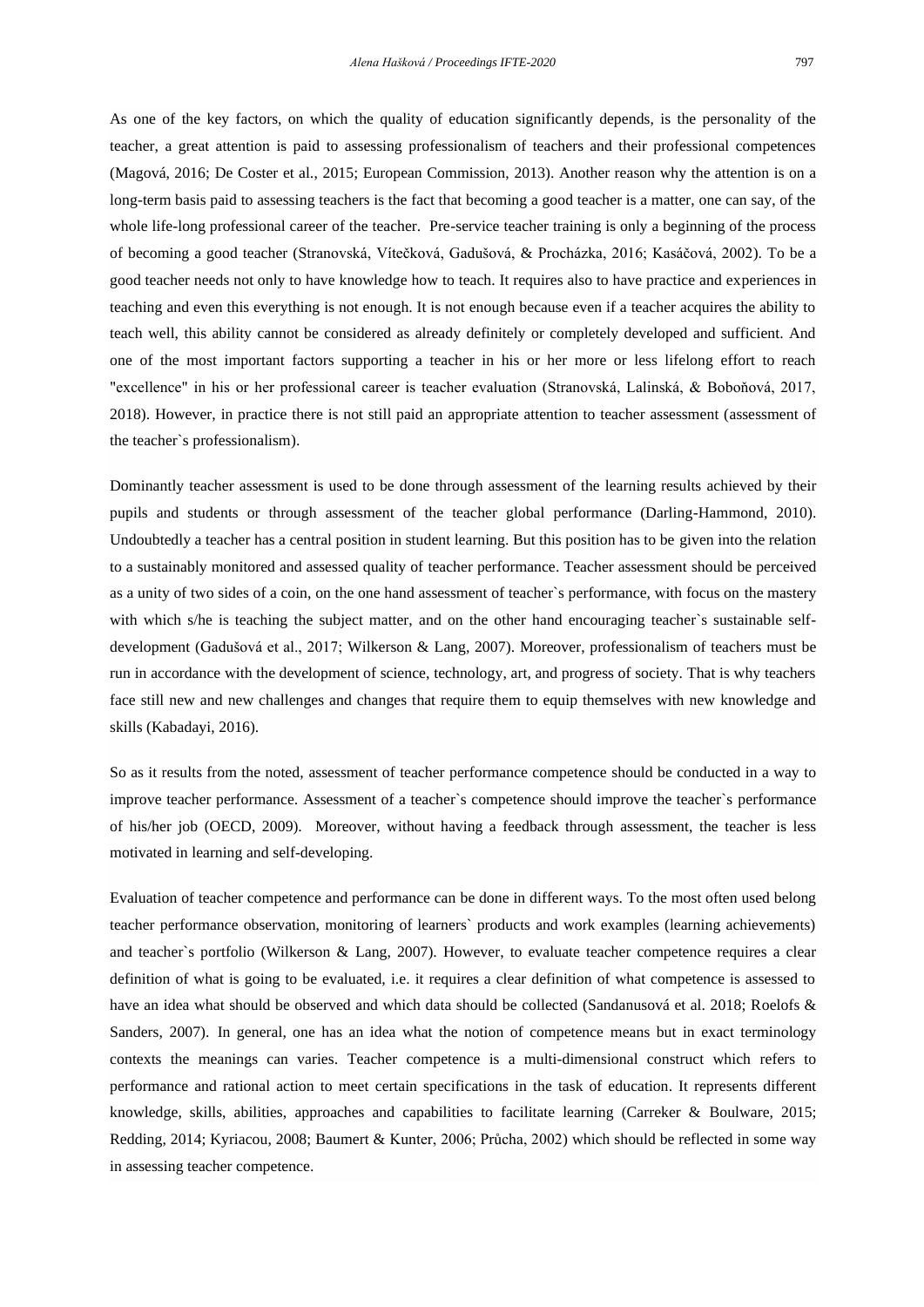As one of the key factors, on which the quality of education significantly depends, is the personality of the teacher, a great attention is paid to assessing professionalism of teachers and their professional competences (Magová, 2016; De Coster et al., 2015; European Commission, 2013). Another reason why the attention is on a long-term basis paid to assessing teachers is the fact that becoming a good teacher is a matter, one can say, of the whole life-long professional career of the teacher. Pre-service teacher training is only a beginning of the process of becoming a good teacher (Stranovská, Vítečková, Gadušová, & Procházka, 2016; Kasáčová, 2002). To be a good teacher needs not only to have knowledge how to teach. It requires also to have practice and experiences in teaching and even this everything is not enough. It is not enough because even if a teacher acquires the ability to teach well, this ability cannot be considered as already definitely or completely developed and sufficient. And one of the most important factors supporting a teacher in his or her more or less lifelong effort to reach "excellence" in his or her professional career is teacher evaluation (Stranovská, Lalinská, & Boboňová, 2017, 2018). However, in practice there is not still paid an appropriate attention to teacher assessment (assessment of the teacher`s professionalism).

Dominantly teacher assessment is used to be done through assessment of the learning results achieved by their pupils and students or through assessment of the teacher global performance (Darling-Hammond, 2010). Undoubtedly a teacher has a central position in student learning. But this position has to be given into the relation to a sustainably monitored and assessed quality of teacher performance. Teacher assessment should be perceived as a unity of two sides of a coin, on the one hand assessment of teacher`s performance, with focus on the mastery with which s/he is teaching the subject matter, and on the other hand encouraging teacher`s sustainable self-development (Gadušová et al., 2017; Wilkerson & Lang, 2007). Moreover, professionalism of teachers must be run in accordance with the development of science, technology, art, and progress of society. That is why teachers face still new and new challenges and changes that require them to equip themselves with new knowledge and skills (Kabadayi, 2016).

So as it results from the noted, assessment of teacher performance competence should be conducted in a way to improve teacher performance. Assessment of a teacher`s competence should improve the teacher`s performance of his/her job (OECD, 2009). Moreover, without having a feedback through assessment, the teacher is less motivated in learning and self-developing.

Evaluation of teacher competence and performance can be done in different ways. To the most often used belong teacher performance observation, monitoring of learners` products and work examples (learning achievements) and teacher`s portfolio (Wilkerson & Lang, 2007). However, to evaluate teacher competence requires a clear definition of what is going to be evaluated, i.e. it requires a clear definition of what competence is assessed to have an idea what should be observed and which data should be collected (Sandanusová et al. 2018; Roelofs & Sanders, 2007). In general, one has an idea what the notion of competence means but in exact terminology contexts the meanings can varies. Teacher competence is a multi-dimensional construct which refers to performance and rational action to meet certain specifications in the task of education. It represents different knowledge, skills, abilities, approaches and capabilities to facilitate learning (Carreker & Boulware, 2015; Redding, 2014; Kyriacou, 2008; Baumert & Kunter, 2006; Průcha, 2002) which should be reflected in some way in assessing teacher competence.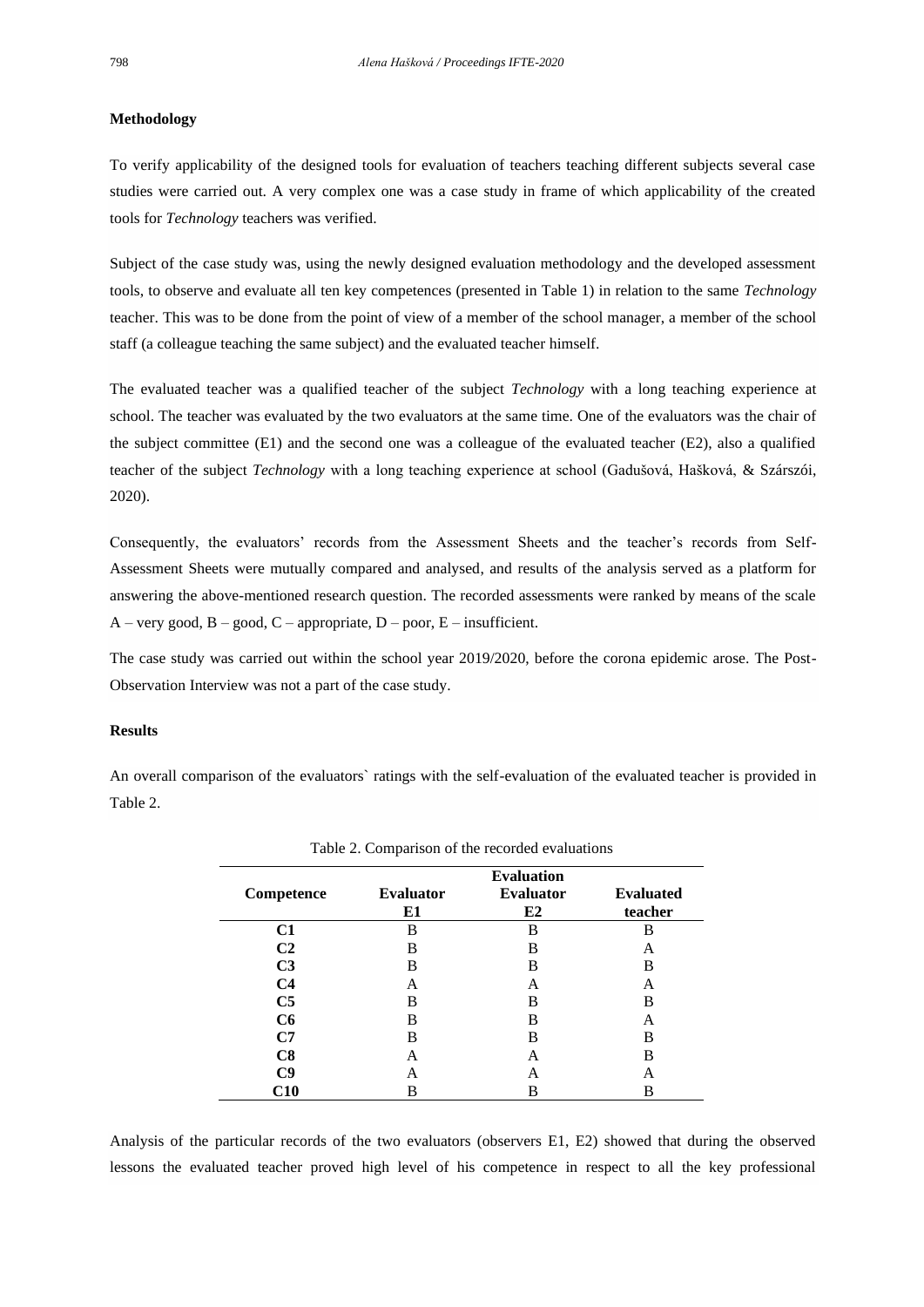**Methodology**

To verify applicability of the designed tools for evaluation of teachers teaching different subjects several case studies were carried out. A very complex one was a case study in frame of which applicability of the created tools for *Technology* teachers was verified.

Subject of the case study was, using the newly designed evaluation methodology and the developed assessment tools, to observe and evaluate all ten key competences (presented in Table 1) in relation to the same *Technology* teacher. This was to be done from the point of view of a member of the school manager, a member of the school staff (a colleague teaching the same subject) and the evaluated teacher himself.

The evaluated teacher was a qualified teacher of the subject *Technology* with a long teaching experience at school. The teacher was evaluated by the two evaluators at the same time. One of the evaluators was the chair of the subject committee (E1) and the second one was a colleague of the evaluated teacher (E2), also a qualified teacher of the subject *Technology* with a long teaching experience at school (Gadušová, Hašková, & Szárszói, 2020).

Consequently, the evaluators' records from the Assessment Sheets and the teacher's records from Self-Assessment Sheets were mutually compared and analysed, and results of the analysis served as a platform for answering the above-mentioned research question. The recorded assessments were ranked by means of the scale A – very good, B – good, C – appropriate, D – poor, E – insufficient.

The case study was carried out within the school year 2019/2020, before the corona epidemic arose. The Post-Observation Interview was not a part of the case study.

**Results**

An overall comparison of the evaluators` ratings with the self-evaluation of the evaluated teacher is provided in Table 2.

Table 2. Comparison of the recorded evaluations

| Competence | Evaluation | | |
|---|---|---|---|
| | Evaluator E1 | Evaluator E2 | Evaluated teacher |
| C1 | B | B | B |
| C2 | B | B | A |
| C3 | B | B | B |
| C4 | A | A | A |
| C5 | B | B | B |
| C6 | B | B | A |
| C7 | B | B | B |
| C8 | A | A | B |
| C9 | A | A | A |
| C10 | B | B | B |

Analysis of the particular records of the two evaluators (observers E1, E2) showed that during the observed lessons the evaluated teacher proved high level of his competence in respect to all the key professional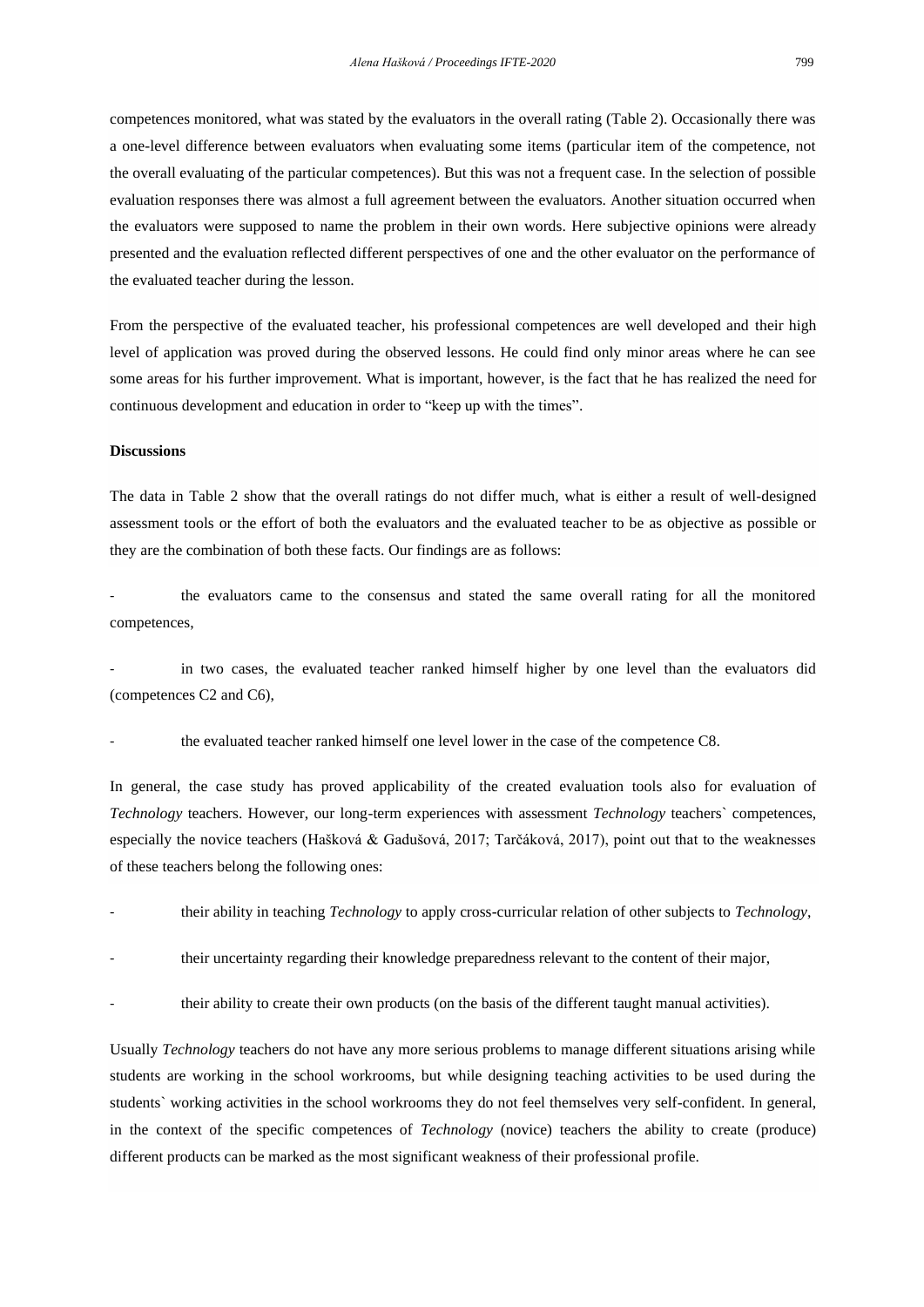competences monitored, what was stated by the evaluators in the overall rating (Table 2). Occasionally there was a one-level difference between evaluators when evaluating some items (particular item of the competence, not the overall evaluating of the particular competences). But this was not a frequent case. In the selection of possible evaluation responses there was almost a full agreement between the evaluators. Another situation occurred when the evaluators were supposed to name the problem in their own words. Here subjective opinions were already presented and the evaluation reflected different perspectives of one and the other evaluator on the performance of the evaluated teacher during the lesson.

From the perspective of the evaluated teacher, his professional competences are well developed and their high level of application was proved during the observed lessons. He could find only minor areas where he can see some areas for his further improvement. What is important, however, is the fact that he has realized the need for continuous development and education in order to "keep up with the times".

**Discussions**

The data in Table 2 show that the overall ratings do not differ much, what is either a result of well-designed assessment tools or the effort of both the evaluators and the evaluated teacher to be as objective as possible or they are the combination of both these facts. Our findings are as follows:

- the evaluators came to the consensus and stated the same overall rating for all the monitored competences,
- in two cases, the evaluated teacher ranked himself higher by one level than the evaluators did (competences C2 and C6),
- the evaluated teacher ranked himself one level lower in the case of the competence C8.

In general, the case study has proved applicability of the created evaluation tools also for evaluation of *Technology* teachers. However, our long-term experiences with assessment *Technology* teachers` competences, especially the novice teachers (Hašková & Gadušová, 2017; Tarčáková, 2017), point out that to the weaknesses of these teachers belong the following ones:

- their ability in teaching *Technology* to apply cross-curricular relation of other subjects to *Technology*,
- their uncertainty regarding their knowledge preparedness relevant to the content of their major,
- their ability to create their own products (on the basis of the different taught manual activities).

Usually *Technology* teachers do not have any more serious problems to manage different situations arising while students are working in the school workrooms, but while designing teaching activities to be used during the students` working activities in the school workrooms they do not feel themselves very self-confident. In general, in the context of the specific competences of *Technology* (novice) teachers the ability to create (produce) different products can be marked as the most significant weakness of their professional profile.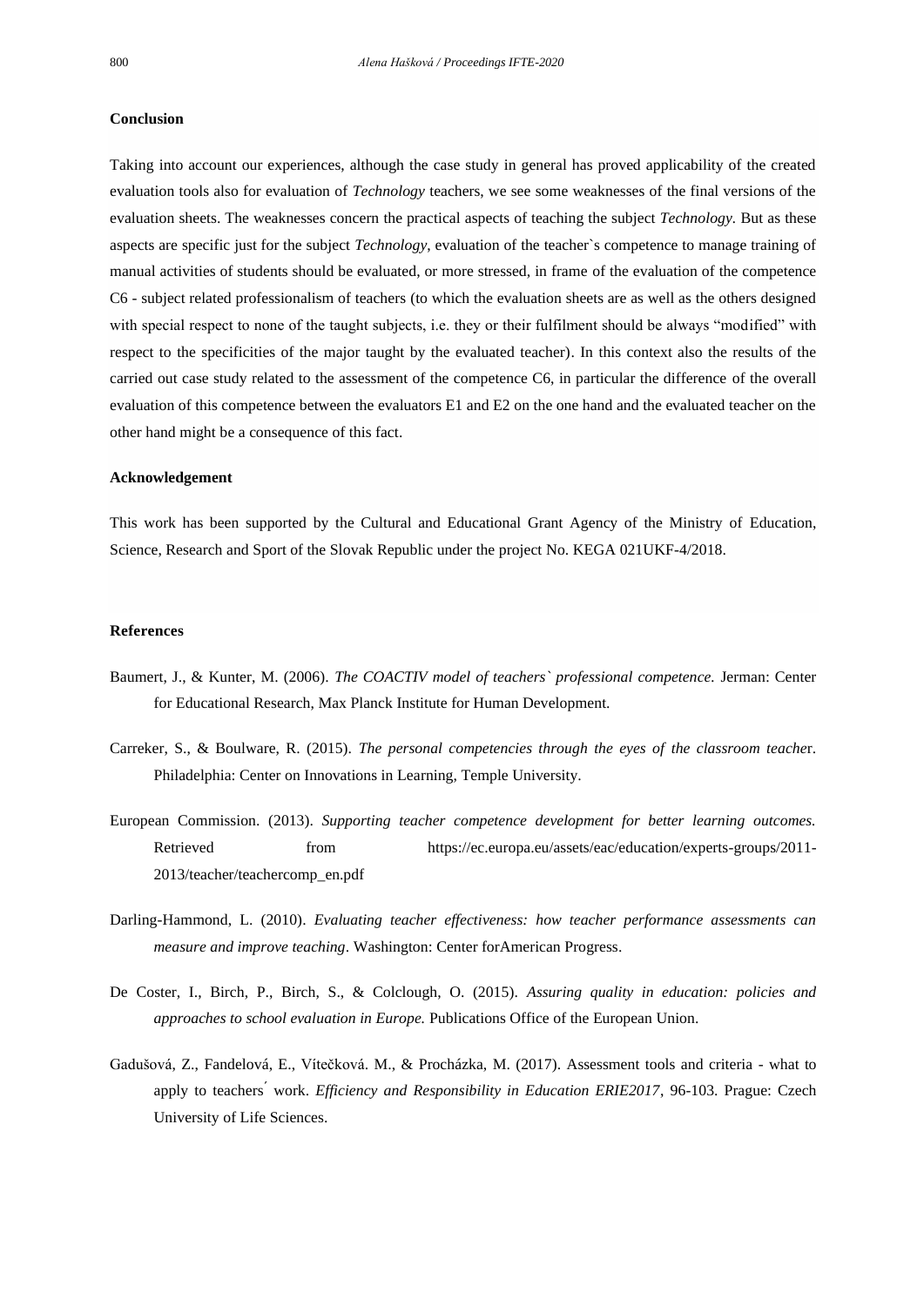## Conclusion

Taking into account our experiences, although the case study in general has proved applicability of the created evaluation tools also for evaluation of *Technology* teachers, we see some weaknesses of the final versions of the evaluation sheets. The weaknesses concern the practical aspects of teaching the subject *Technology*. But as these aspects are specific just for the subject *Technology*, evaluation of the teacher`s competence to manage training of manual activities of students should be evaluated, or more stressed, in frame of the evaluation of the competence C6 - subject related professionalism of teachers (to which the evaluation sheets are as well as the others designed with special respect to none of the taught subjects, i.e. they or their fulfilment should be always "modified" with respect to the specificities of the major taught by the evaluated teacher). In this context also the results of the carried out case study related to the assessment of the competence C6, in particular the difference of the overall evaluation of this competence between the evaluators E1 and E2 on the one hand and the evaluated teacher on the other hand might be a consequence of this fact.

## Acknowledgement

This work has been supported by the Cultural and Educational Grant Agency of the Ministry of Education, Science, Research and Sport of the Slovak Republic under the project No. KEGA 021UKF-4/2018.

## References

Baumert, J., & Kunter, M. (2006). *The COACTIV model of teachers` professional competence.* Jerman: Center for Educational Research, Max Planck Institute for Human Development.

Carreker, S., & Boulware, R. (2015). *The personal competencies through the eyes of the classroom teache*r. Philadelphia: Center on Innovations in Learning, Temple University.

European Commission. (2013). *Supporting teacher competence development for better learning outcomes.* Retrieved from https://ec.europa.eu/assets/eac/education/experts-groups/2011-2013/teacher/teachercomp_en.pdf

Darling-Hammond, L. (2010). *Evaluating teacher effectiveness: how teacher performance assessments can measure and improve teaching*. Washington: Center forAmerican Progress.

De Coster, I., Birch, P., Birch, S., & Colclough, O. (2015). *Assuring quality in education: policies and approaches to school evaluation in Europe.* Publications Office of the European Union.

Gadušová, Z., Fandelová, E., Vítečková. M., & Procházka, M. (2017). Assessment tools and criteria - what to apply to teachers´ work. *Efficiency and Responsibility in Education ERIE2017*, 96-103. Prague: Czech University of Life Sciences.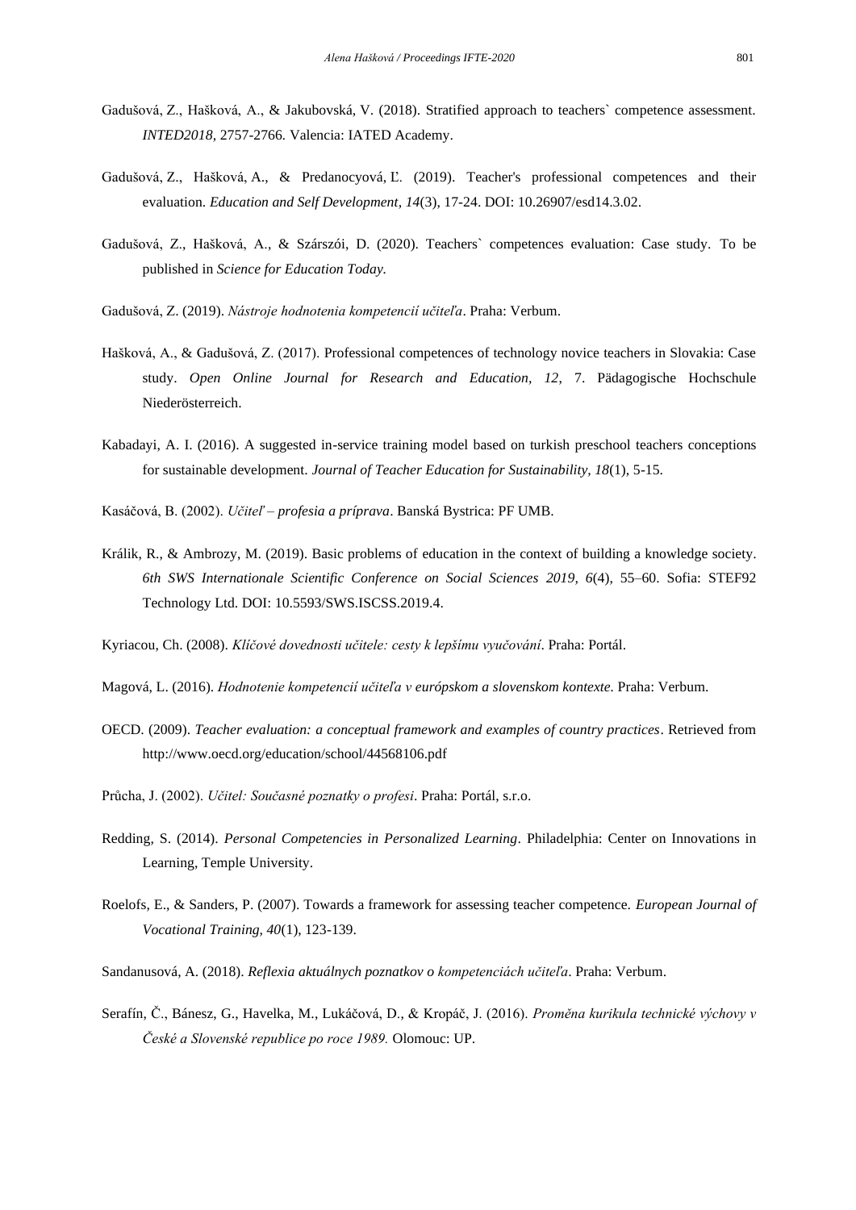Gadušová, Z., Hašková, A., & Jakubovská, V. (2018). Stratified approach to teachers` competence assessment. *INTED2018,* 2757-2766. Valencia: IATED Academy.

Gadušová, Z., Hašková, A., & Predanocyová, Ľ. (2019). Teacher's professional competences and their evaluation. *Education and Self Development, 14*(3), 17-24. DOI: 10.26907/esd14.3.02.

Gadušová, Z., Hašková, A., & Szárszói, D. (2020). Teachers` competences evaluation: Case study. To be published in *Science for Education Today.*

Gadušová, Z. (2019). *Nástroje hodnotenia kompetencií učiteľa*. Praha: Verbum.

Hašková, A., & Gadušová, Z. (2017). Professional competences of technology novice teachers in Slovakia: Case study. *Open Online Journal for Research and Education, 12,* 7. Pädagogische Hochschule Niederösterreich.

Kabadayi, A. I. (2016). A suggested in-service training model based on turkish preschool teachers conceptions for sustainable development. *Journal of Teacher Education for Sustainability, 18*(1), 5-15.

Kasáčová, B. (2002). *Učiteľ – profesia a príprava*. Banská Bystrica: PF UMB.

Králik, R., & Ambrozy, M. (2019). Basic problems of education in the context of building a knowledge society. *6th SWS Internationale Scientific Conference on Social Sciences 2019, 6*(4), 55–60. Sofia: STEF92 Technology Ltd. DOI: 10.5593/SWS.ISCSS.2019.4.

Kyriacou, Ch. (2008). *Klíčové dovednosti učitele: cesty k lepšímu vyučování*. Praha: Portál.

Magová, L. (2016). *Hodnotenie kompetencií učiteľa v európskom a slovenskom kontexte.* Praha: Verbum.

OECD. (2009). *Teacher evaluation: a conceptual framework and examples of country practices*. Retrieved from http://www.oecd.org/education/school/44568106.pdf

Průcha, J. (2002). *Učitel: Současné poznatky o profesi*. Praha: Portál, s.r.o.

Redding, S. (2014). *Personal Competencies in Personalized Learning*. Philadelphia: Center on Innovations in Learning, Temple University.

Roelofs, E., & Sanders, P. (2007). Towards a framework for assessing teacher competence. *European Journal of Vocational Training, 40*(1), 123-139.

Sandanusová, A. (2018). *Reflexia aktuálnych poznatkov o kompetenciách učiteľa*. Praha: Verbum.

Serafín, Č., Bánesz, G., Havelka, M., Lukáčová, D., & Kropáč, J. (2016). *Proměna kurikula technické výchovy v České a Slovenské republice po roce 1989.* Olomouc: UP.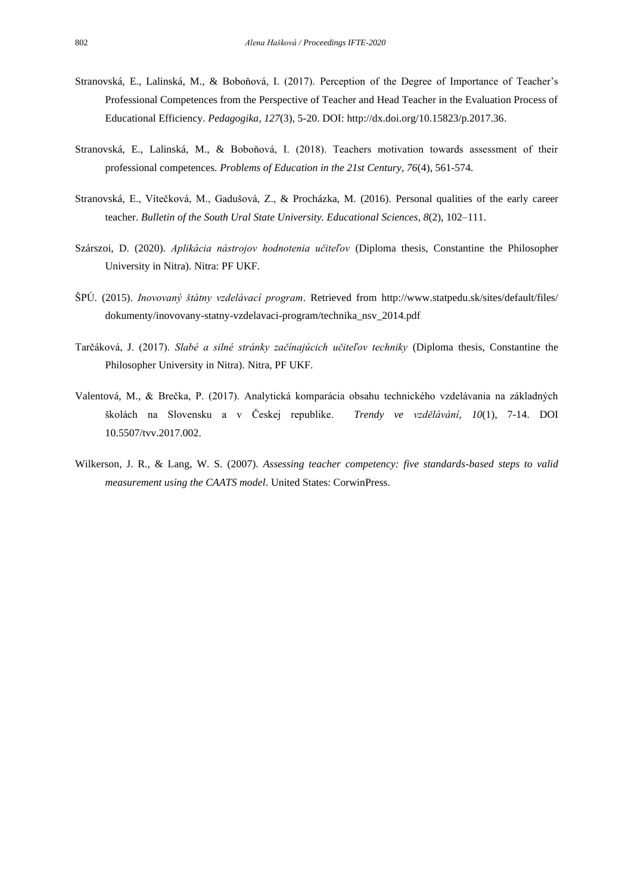Stranovská, E., Lalinská, M., & Boboňová, I. (2017). Perception of the Degree of Importance of Teacher's Professional Competences from the Perspective of Teacher and Head Teacher in the Evaluation Process of Educational Efficiency. *Pedagogika, 127*(3), 5-20. DOI: http://dx.doi.org/10.15823/p.2017.36.

Stranovská, E., Lalinská, M., & Boboňová, I. (2018). Teachers motivation towards assessment of their professional competences. *Problems of Education in the 21st Century, 76*(4), 561-574.

Stranovská, E., Vítečková, M., Gadušová, Z., & Procházka, M. (2016). Personal qualities of the early career teacher. *Bulletin of the South Ural State University. Educational Sciences, 8*(2), 102–111.

Szárszoi, D. (2020). *Aplikácia nástrojov hodnotenia učiteľov* (Diploma thesis, Constantine the Philosopher University in Nitra). Nitra: PF UKF.

ŠPÚ. (2015). *Inovovaný štátny vzdelávací program*. Retrieved from http://www.statpedu.sk/sites/default/files/dokumenty/inovovany-statny-vzdelavaci-program/technika_nsv_2014.pdf

Tarčáková, J. (2017). *Slabé a silné stránky začínajúcich učiteľov techniky* (Diploma thesis, Constantine the Philosopher University in Nitra). Nitra, PF UKF.

Valentová, M., & Brečka, P. (2017). Analytická komparácia obsahu technického vzdelávania na základných školách na Slovensku a v Českej republike. *Trendy ve vzdělávání, 10*(1), 7-14. DOI 10.5507/tvv.2017.002.

Wilkerson, J. R., & Lang, W. S. (2007). *Assessing teacher competency: five standards-based steps to valid measurement using the CAATS model*. United States: CorwinPress.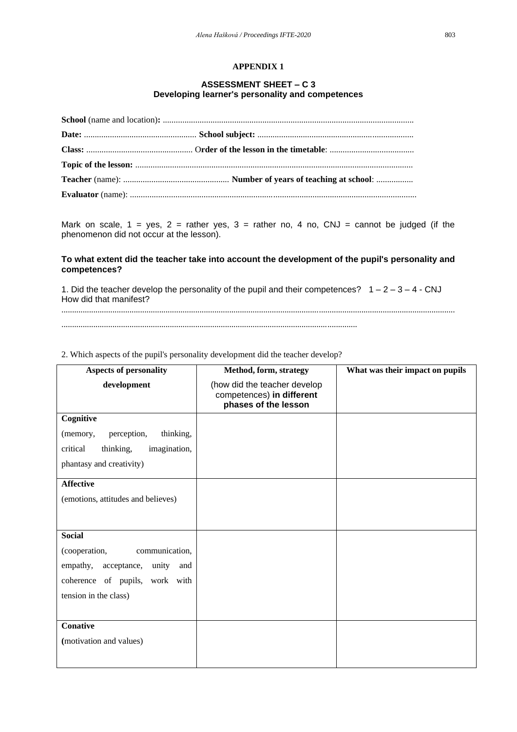## APPENDIX 1

### ASSESSMENT SHEET – C 3
### Developing learner's personality and competences

**School** (name and location)**:** ...................................................................................................................

**Date:** .................................................... **School subject:** .......................................................................

**Class:** ................................................. O**rder of the lesson in the timetable**: .......................................

**Topic of the lesson:** ...............................................................................................................................

**Teacher** (name): ................................................. **Number of years of teaching at school**: .................

**Evaluator** (name): ..................................................................................................................................

Mark on scale, 1 = yes, 2 = rather yes, 3 = rather no, 4 no, CNJ = cannot be judged (if the phenomenon did not occur at the lesson).

**To what extent did the teacher take into account the development of the pupil's personality and competences?**

1. Did the teacher develop the personality of the pupil and their competences? 1 – 2 – 3 – 4 - CNJ
How did that manifest?

..............................................................................................................................................................................

..........................................................................................................................................

2. Which aspects of the pupil's personality development did the teacher develop?

| **Aspects of personality development** | **Method, form, strategy** (how did the teacher develop competences) **in different phases of the lesson** | **What was their impact on pupils** |
|---|---|---|
| **Cognitive** (memory, perception, thinking, critical thinking, imagination, phantasy and creativity) | | |
| **Affective** (emotions, attitudes and believes) | | |
| **Social** (cooperation, communication, empathy, acceptance, unity and coherence of pupils, work with tension in the class) | | |
| **Conative** **(**motivation and values) | | |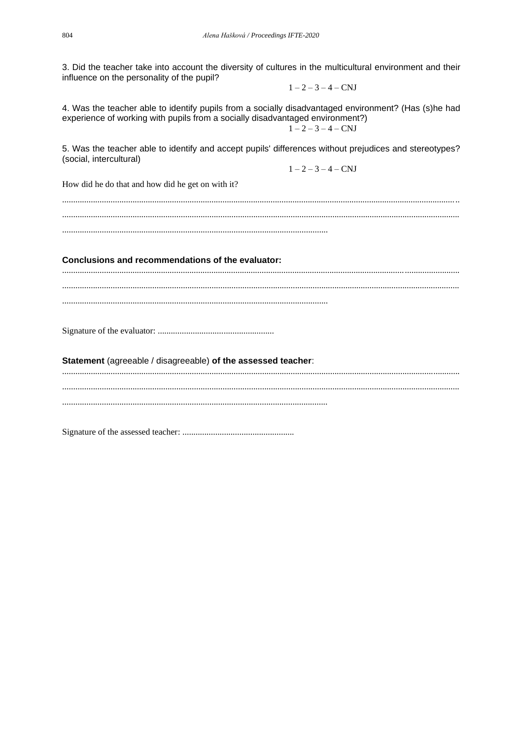3. Did the teacher take into account the diversity of cultures in the multicultural environment and their influence on the personality of the pupil?

1 – 2 – 3 – 4 – CNJ

4. Was the teacher able to identify pupils from a socially disadvantaged environment? (Has (s)he had experience of working with pupils from a socially disadvantaged environment?)

1 – 2 – 3 – 4 – CNJ

5. Was the teacher able to identify and accept pupils' differences without prejudices and stereotypes? (social, intercultural)

1 – 2 – 3 – 4 – CNJ

How did he do that and how did he get on with it?

.......................................................................................................................................................................

.......................................................................................................................................................................

.........................................................................................................................

**Conclusions and recommendations of the evaluator:**

.......................................................................................................................................................................

.......................................................................................................................................................................

.........................................................................................................................

Signature of the evaluator: .....................................................

**Statement** (agreeable / disagreeable) **of the assessed teacher**:

.......................................................................................................................................................................

.......................................................................................................................................................................

.........................................................................................................................

Signature of the assessed teacher: ..................................................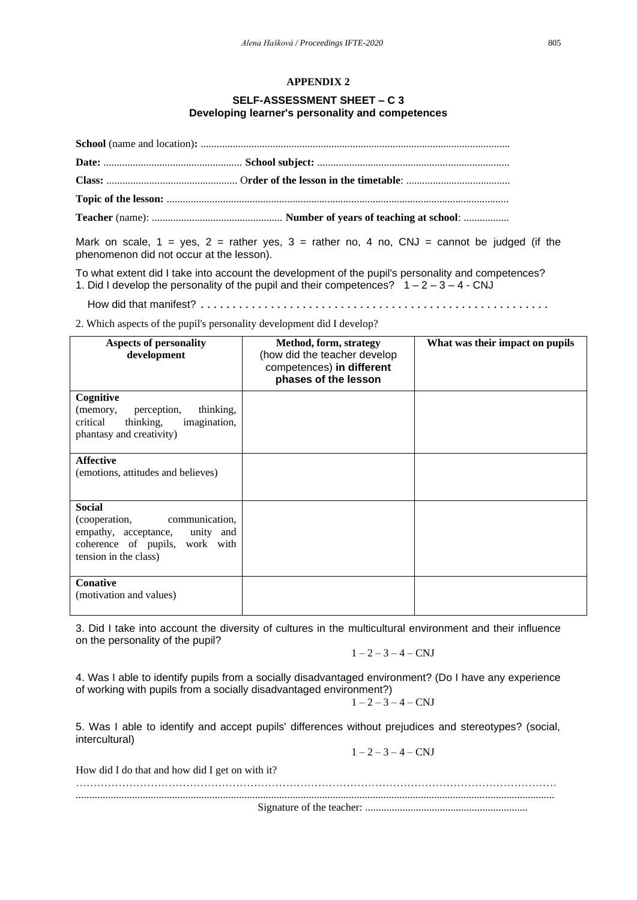## APPENDIX 2

### SELF-ASSESSMENT SHEET – C 3
### Developing learner's personality and competences

**School** (name and location)**:** ...................................................................................................................

**Date:** .................................................... **School subject:** .......................................................................

**Class:** ................................................. O**rder of the lesson in the timetable**: .......................................

**Topic of the lesson:** ...............................................................................................................................

**Teacher** (name): ................................................. **Number of years of teaching at school**: .................

Mark on scale, 1 = yes, 2 = rather yes, 3 = rather no, 4 no, CNJ = cannot be judged (if the phenomenon did not occur at the lesson).

To what extent did I take into account the development of the pupil's personality and competences?
1. Did I develop the personality of the pupil and their competences? 1 – 2 – 3 – 4 - CNJ

How did that manifest? . . . . . . . . . . . . . . . . . . . . . . . . . . . . . . . . . . . . . . . . . . . . . . . . . . . . .

2. Which aspects of the pupil's personality development did I develop?

| **Aspects of personality development** | **Method, form, strategy** (how did the teacher develop competences) **in different phases of the lesson** | **What was their impact on pupils** |
|---|---|---|
| **Cognitive** (memory, perception, thinking, critical thinking, imagination, phantasy and creativity) | | |
| **Affective** (emotions, attitudes and believes) | | |
| **Social** (cooperation, communication, empathy, acceptance, unity and coherence of pupils, work with tension in the class) | | |
| **Conative** (motivation and values) | | |

3. Did I take into account the diversity of cultures in the multicultural environment and their influence on the personality of the pupil?

1 – 2 – 3 – 4 – CNJ

4. Was I able to identify pupils from a socially disadvantaged environment? (Do I have any experience of working with pupils from a socially disadvantaged environment?)

1 – 2 – 3 – 4 – CNJ

5. Was I able to identify and accept pupils' differences without prejudices and stereotypes? (social, intercultural)

1 – 2 – 3 – 4 – CNJ

How did I do that and how did I get on with it?

………………………………………………………………………………………………………………
..........................................................................................................................................................................

Signature of the teacher: ............................................................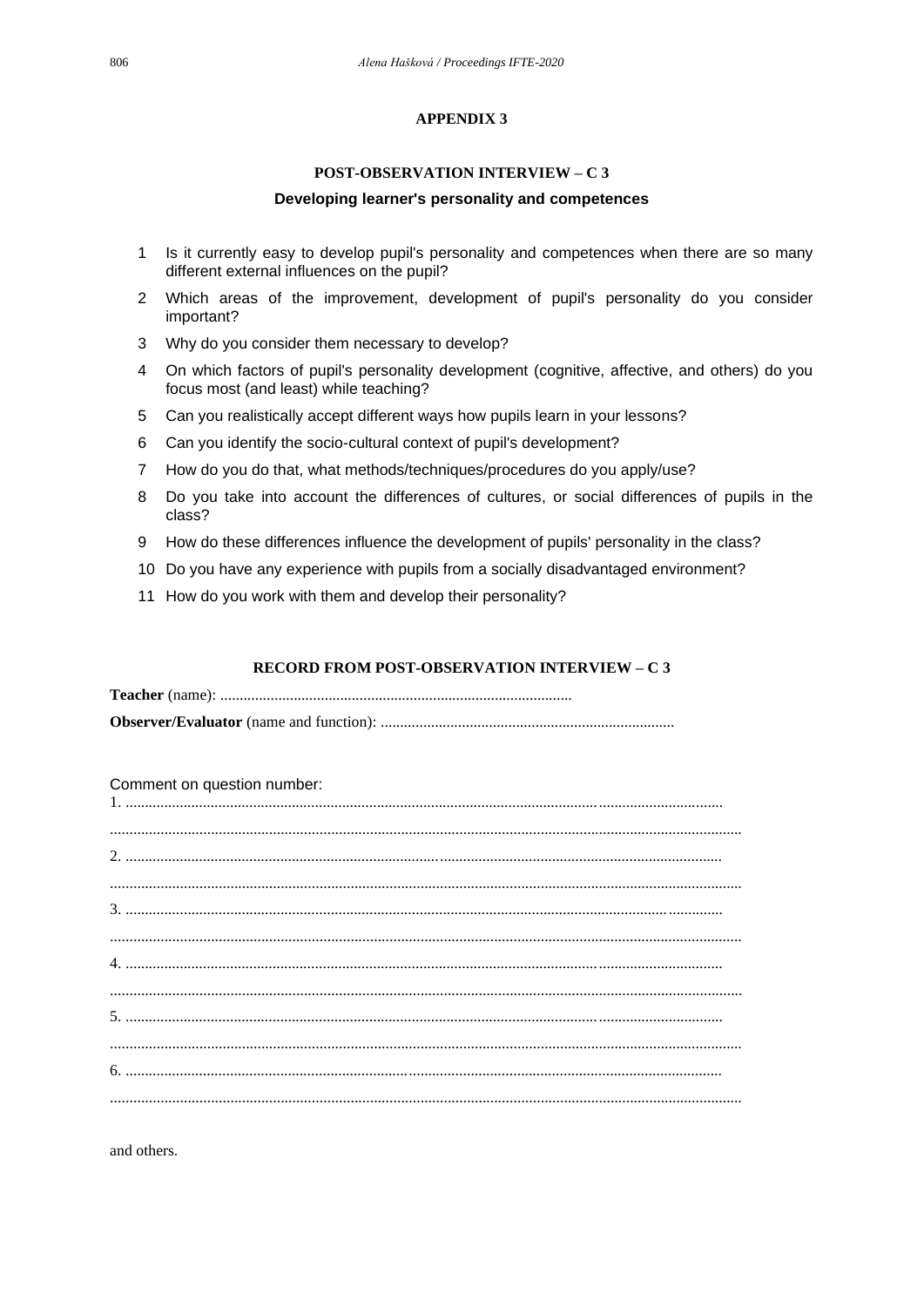## APPENDIX 3

### POST-OBSERVATION INTERVIEW – C 3

### Developing learner's personality and competences

1. Is it currently easy to develop pupil's personality and competences when there are so many different external influences on the pupil?
2. Which areas of the improvement, development of pupil's personality do you consider important?
3. Why do you consider them necessary to develop?
4. On which factors of pupil's personality development (cognitive, affective, and others) do you focus most (and least) while teaching?
5. Can you realistically accept different ways how pupils learn in your lessons?
6. Can you identify the socio-cultural context of pupil's development?
7. How do you do that, what methods/techniques/procedures do you apply/use?
8. Do you take into account the differences of cultures, or social differences of pupils in the class?
9. How do these differences influence the development of pupils' personality in the class?
10. Do you have any experience with pupils from a socially disadvantaged environment?
11. How do you work with them and develop their personality?

### RECORD FROM POST-OBSERVATION INTERVIEW – C 3

**Teacher** (name): ..........................................................................................

**Observer/Evaluator** (name and function): ...........................................................................

Comment on question number:

1. ........................................................................................................................................................

...............................................................................................................................................................

2. ........................................................................................................................................................

...............................................................................................................................................................

3. ........................................................................................................................................................

...............................................................................................................................................................

4. ........................................................................................................................................................

...............................................................................................................................................................

5. ........................................................................................................................................................

...............................................................................................................................................................

6. ........................................................................................................................................................

...............................................................................................................................................................

and others.